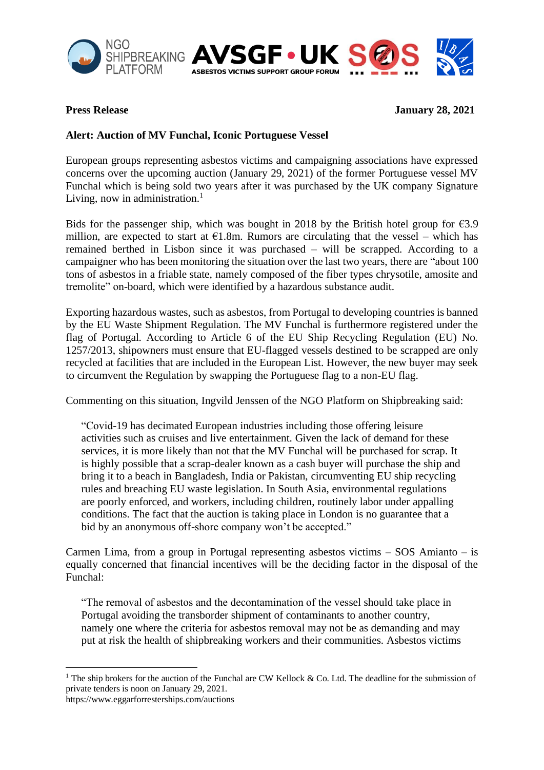**Press Release** **January 28, 2021**

**Alert: Auction of MV Funchal, Iconic Portuguese Vessel**

European groups representing asbestos victims and campaigning associations have expressed concerns over the upcoming auction (January 29, 2021) of the former Portuguese vessel MV Funchal which is being sold two years after it was purchased by the UK company Signature Living, now in administration.[1]

Bids for the passenger ship, which was bought in 2018 by the British hotel group for €3.9 million, are expected to start at €1.8m. Rumors are circulating that the vessel – which has remained berthed in Lisbon since it was purchased – will be scrapped. According to a campaigner who has been monitoring the situation over the last two years, there are "about 100 tons of asbestos in a friable state, namely composed of the fiber types chrysotile, amosite and tremolite" on-board, which were identified by a hazardous substance audit.

Exporting hazardous wastes, such as asbestos, from Portugal to developing countries is banned by the EU Waste Shipment Regulation. The MV Funchal is furthermore registered under the flag of Portugal. According to Article 6 of the EU Ship Recycling Regulation (EU) No. 1257/2013, shipowners must ensure that EU-flagged vessels destined to be scrapped are only recycled at facilities that are included in the European List. However, the new buyer may seek to circumvent the Regulation by swapping the Portuguese flag to a non-EU flag.

Commenting on this situation, Ingvild Jenssen of the NGO Platform on Shipbreaking said:

> "Covid-19 has decimated European industries including those offering leisure activities such as cruises and live entertainment. Given the lack of demand for these services, it is more likely than not that the MV Funchal will be purchased for scrap. It is highly possible that a scrap-dealer known as a cash buyer will purchase the ship and bring it to a beach in Bangladesh, India or Pakistan, circumventing EU ship recycling rules and breaching EU waste legislation. In South Asia, environmental regulations are poorly enforced, and workers, including children, routinely labor under appalling conditions. The fact that the auction is taking place in London is no guarantee that a bid by an anonymous off-shore company won't be accepted."

Carmen Lima, from a group in Portugal representing asbestos victims – SOS Amianto – is equally concerned that financial incentives will be the deciding factor in the disposal of the Funchal:

> "The removal of asbestos and the decontamination of the vessel should take place in Portugal avoiding the transborder shipment of contaminants to another country, namely one where the criteria for asbestos removal may not be as demanding and may put at risk the health of shipbreaking workers and their communities. Asbestos victims

---

[1] The ship brokers for the auction of the Funchal are CW Kellock & Co. Ltd. The deadline for the submission of private tenders is noon on January 29, 2021.
https://www.eggarforresterships.com/auctions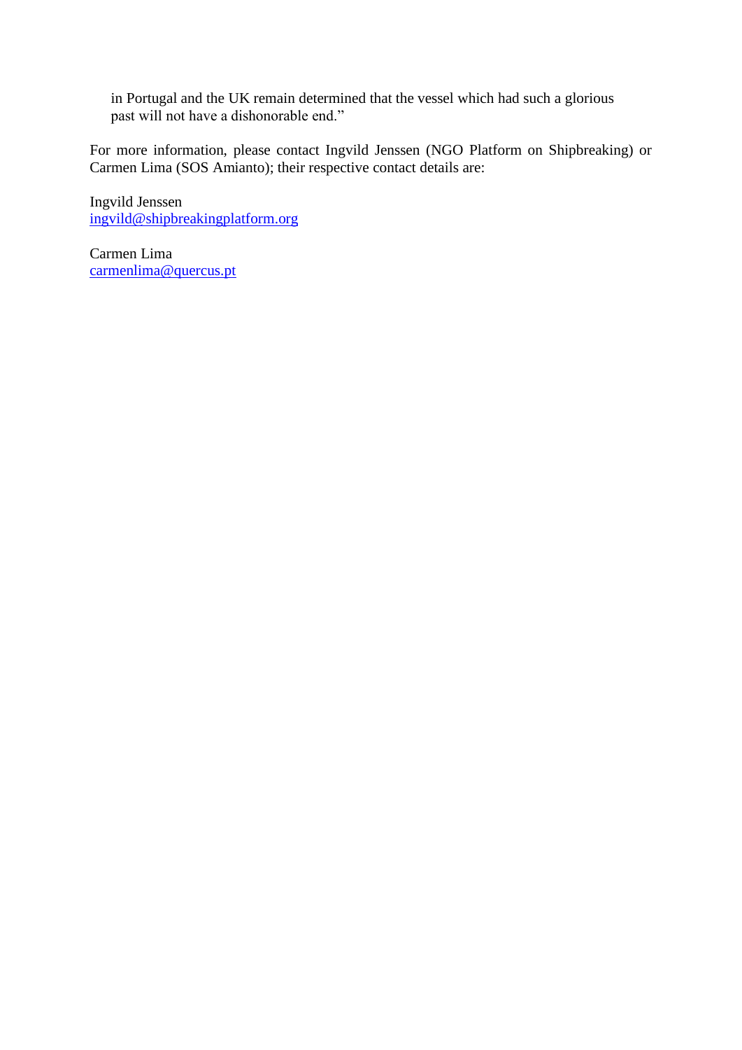in Portugal and the UK remain determined that the vessel which had such a glorious past will not have a dishonorable end."

For more information, please contact Ingvild Jenssen (NGO Platform on Shipbreaking) or Carmen Lima (SOS Amianto); their respective contact details are:

Ingvild Jenssen
ingvild@shipbreakingplatform.org

Carmen Lima
carmenlima@quercus.pt